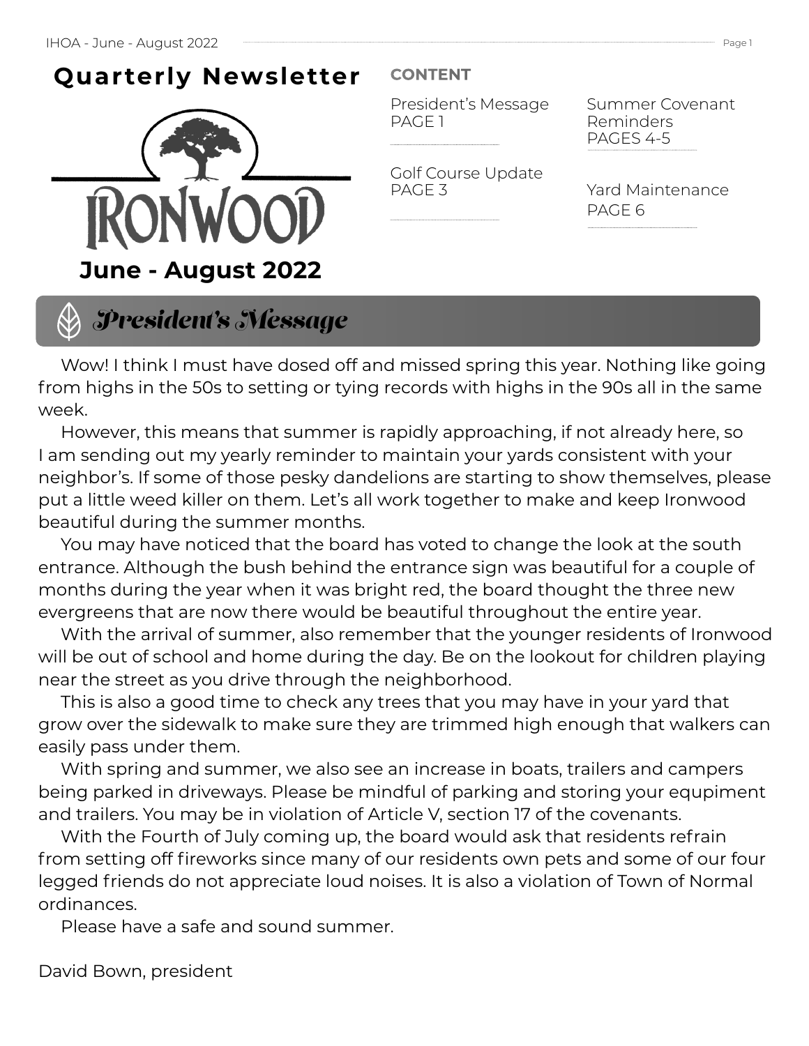# Quarterly Newsletter

IRONWOOD

**June - August 2022**

**CONTENT**

President's Message
PAGE 1

Golf Course Update
PAGE 3

Summer Covenant Reminders
PAGES 4-5

Yard Maintenance
PAGE 6

## *President's Message*

Wow! I think I must have dosed off and missed spring this year. Nothing like going from highs in the 50s to setting or tying records with highs in the 90s all in the same week.

However, this means that summer is rapidly approaching, if not already here, so I am sending out my yearly reminder to maintain your yards consistent with your neighbor's. If some of those pesky dandelions are starting to show themselves, please put a little weed killer on them. Let's all work together to make and keep Ironwood beautiful during the summer months.

You may have noticed that the board has voted to change the look at the south entrance. Although the bush behind the entrance sign was beautiful for a couple of months during the year when it was bright red, the board thought the three new evergreens that are now there would be beautiful throughout the entire year.

With the arrival of summer, also remember that the younger residents of Ironwood will be out of school and home during the day. Be on the lookout for children playing near the street as you drive through the neighborhood.

This is also a good time to check any trees that you may have in your yard that grow over the sidewalk to make sure they are trimmed high enough that walkers can easily pass under them.

With spring and summer, we also see an increase in boats, trailers and campers being parked in driveways. Please be mindful of parking and storing your equpiment and trailers. You may be in violation of Article V, section 17 of the covenants.

With the Fourth of July coming up, the board would ask that residents refrain from setting off fireworks since many of our residents own pets and some of our four legged friends do not appreciate loud noises. It is also a violation of Town of Normal ordinances.

Please have a safe and sound summer.

David Bown, president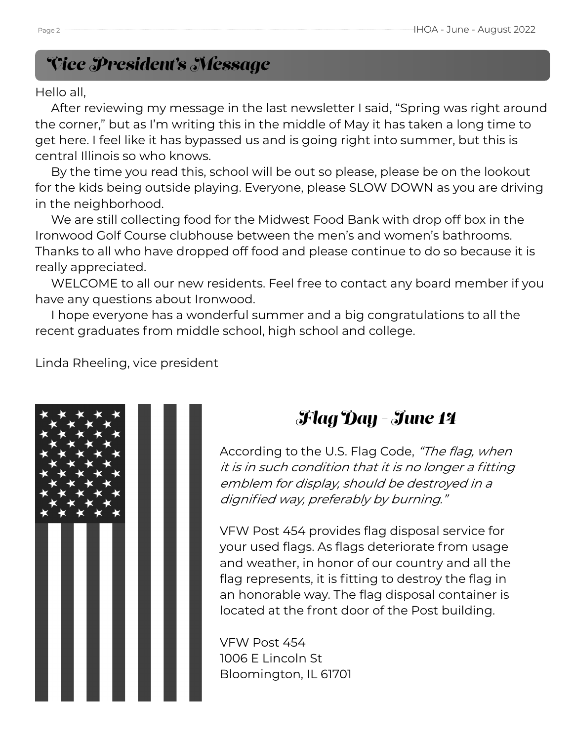## Vice President's Message

Hello all,

After reviewing my message in the last newsletter I said, "Spring was right around the corner," but as I'm writing this in the middle of May it has taken a long time to get here. I feel like it has bypassed us and is going right into summer, but this is central Illinois so who knows.

By the time you read this, school will be out so please, please be on the lookout for the kids being outside playing. Everyone, please SLOW DOWN as you are driving in the neighborhood.

We are still collecting food for the Midwest Food Bank with drop off box in the Ironwood Golf Course clubhouse between the men's and women's bathrooms. Thanks to all who have dropped off food and please continue to do so because it is really appreciated.

WELCOME to all our new residents. Feel free to contact any board member if you have any questions about Ironwood.

I hope everyone has a wonderful summer and a big congratulations to all the recent graduates from middle school, high school and college.

Linda Rheeling, vice president

## Flag Day - June 14

According to the U.S. Flag Code, *"The flag, when it is in such condition that it is no longer a fitting emblem for display, should be destroyed in a dignified way, preferably by burning."*

VFW Post 454 provides flag disposal service for your used flags. As flags deteriorate from usage and weather, in honor of our country and all the flag represents, it is fitting to destroy the flag in an honorable way. The flag disposal container is located at the front door of the Post building.

VFW Post 454
1006 E Lincoln St
Bloomington, IL 61701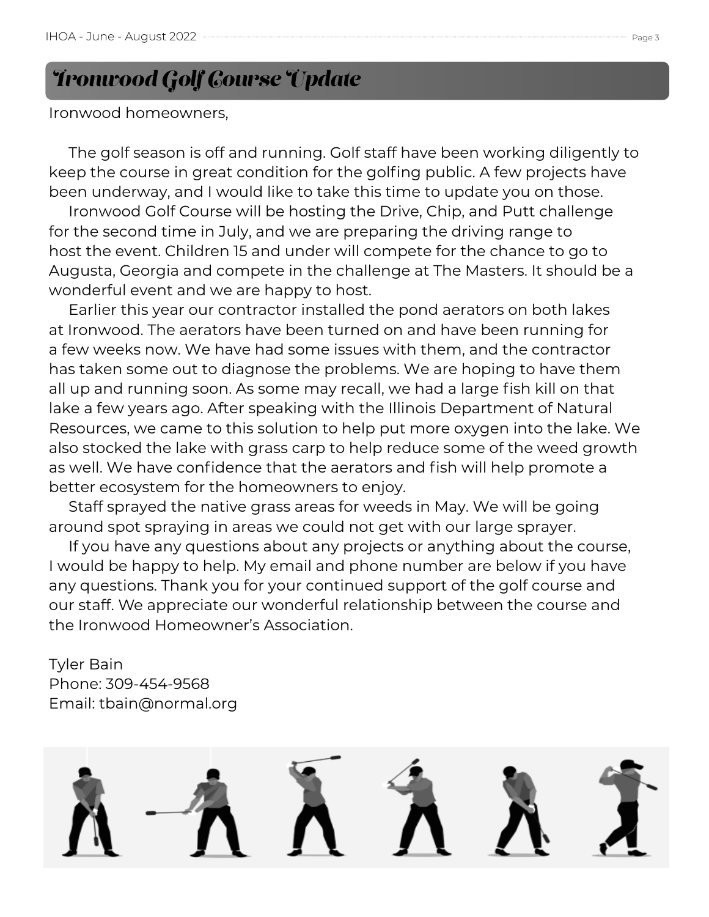# Ironwood Golf Course Update

Ironwood homeowners,

The golf season is off and running. Golf staff have been working diligently to keep the course in great condition for the golfing public. A few projects have been underway, and I would like to take this time to update you on those.

Ironwood Golf Course will be hosting the Drive, Chip, and Putt challenge for the second time in July, and we are preparing the driving range to host the event. Children 15 and under will compete for the chance to go to Augusta, Georgia and compete in the challenge at The Masters. It should be a wonderful event and we are happy to host.

Earlier this year our contractor installed the pond aerators on both lakes at Ironwood. The aerators have been turned on and have been running for a few weeks now. We have had some issues with them, and the contractor has taken some out to diagnose the problems. We are hoping to have them all up and running soon. As some may recall, we had a large fish kill on that lake a few years ago. After speaking with the Illinois Department of Natural Resources, we came to this solution to help put more oxygen into the lake. We also stocked the lake with grass carp to help reduce some of the weed growth as well. We have confidence that the aerators and fish will help promote a better ecosystem for the homeowners to enjoy.

Staff sprayed the native grass areas for weeds in May. We will be going around spot spraying in areas we could not get with our large sprayer.

If you have any questions about any projects or anything about the course, I would be happy to help. My email and phone number are below if you have any questions. Thank you for your continued support of the golf course and our staff. We appreciate our wonderful relationship between the course and the Ironwood Homeowner's Association.

Tyler Bain
Phone: 309-454-9568
Email: tbain@normal.org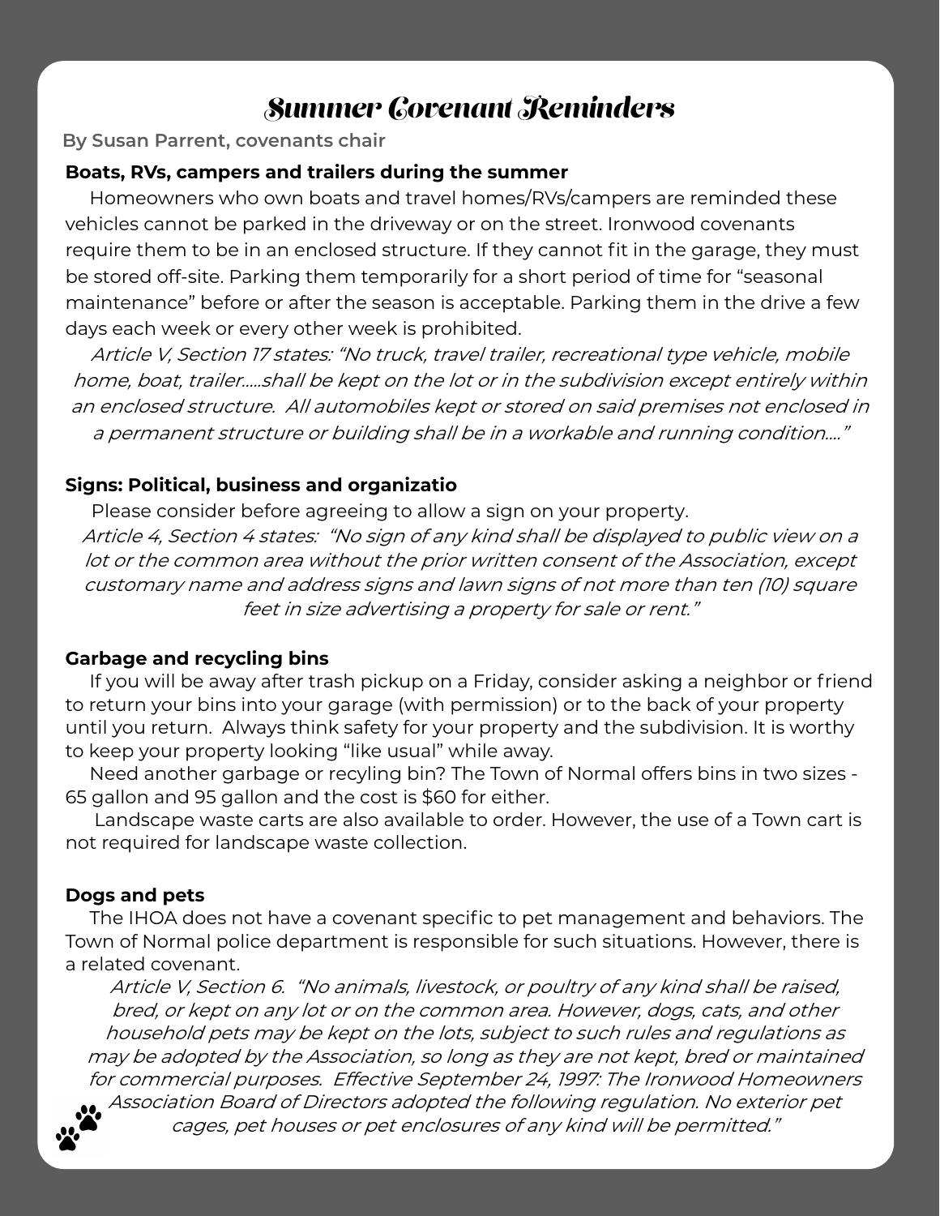# *Summer Covenant Reminders*

**By Susan Parrent, covenants chair**

**Boats, RVs, campers and trailers during the summer**

Homeowners who own boats and travel homes/RVs/campers are reminded these vehicles cannot be parked in the driveway or on the street. Ironwood covenants require them to be in an enclosed structure. If they cannot fit in the garage, they must be stored off-site. Parking them temporarily for a short period of time for "seasonal maintenance" before or after the season is acceptable. Parking them in the drive a few days each week or every other week is prohibited.

*Article V, Section 17 states: "No truck, travel trailer, recreational type vehicle, mobile home, boat, trailer.....shall be kept on the lot or in the subdivision except entirely within an enclosed structure. All automobiles kept or stored on said premises not enclosed in a permanent structure or building shall be in a workable and running condition...."*

**Signs: Political, business and organizatio**

Please consider before agreeing to allow a sign on your property.

*Article 4, Section 4 states: "No sign of any kind shall be displayed to public view on a lot or the common area without the prior written consent of the Association, except customary name and address signs and lawn signs of not more than ten (10) square feet in size advertising a property for sale or rent."*

**Garbage and recycling bins**

If you will be away after trash pickup on a Friday, consider asking a neighbor or friend to return your bins into your garage (with permission) or to the back of your property until you return. Always think safety for your property and the subdivision. It is worthy to keep your property looking "like usual" while away.

Need another garbage or recyling bin? The Town of Normal offers bins in two sizes - 65 gallon and 95 gallon and the cost is $60 for either.

Landscape waste carts are also available to order. However, the use of a Town cart is not required for landscape waste collection.

**Dogs and pets**

The IHOA does not have a covenant specific to pet management and behaviors. The Town of Normal police department is responsible for such situations. However, there is a related covenant.

*Article V, Section 6. "No animals, livestock, or poultry of any kind shall be raised, bred, or kept on any lot or on the common area. However, dogs, cats, and other household pets may be kept on the lots, subject to such rules and regulations as may be adopted by the Association, so long as they are not kept, bred or maintained for commercial purposes. Effective September 24, 1997: The Ironwood Homeowners Association Board of Directors adopted the following regulation. No exterior pet cages, pet houses or pet enclosures of any kind will be permitted."*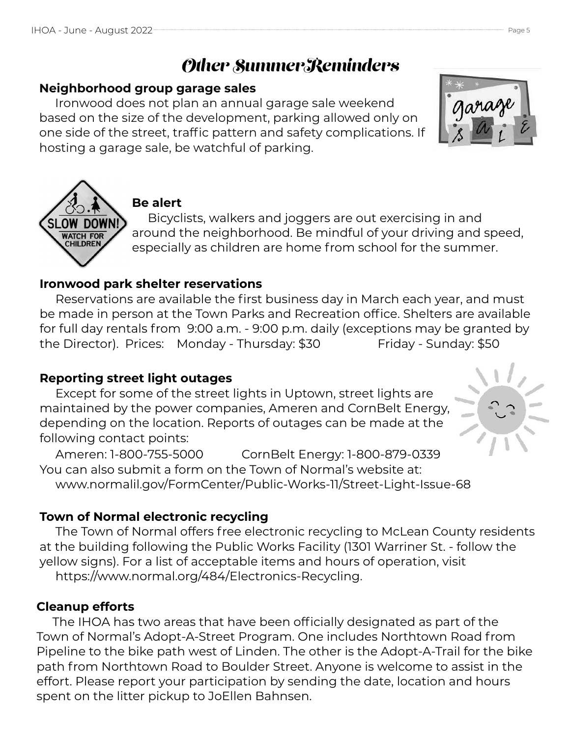# Other Summer Reminders

### Neighborhood group garage sales

Ironwood does not plan an annual garage sale weekend based on the size of the development, parking allowed only on one side of the street, traffic pattern and safety complications. If hosting a garage sale, be watchful of parking.

### Be alert

Bicyclists, walkers and joggers are out exercising in and around the neighborhood. Be mindful of your driving and speed, especially as children are home from school for the summer.

### Ironwood park shelter reservations

Reservations are available the first business day in March each year, and must be made in person at the Town Parks and Recreation office. Shelters are available for full day rentals from 9:00 a.m. - 9:00 p.m. daily (exceptions may be granted by the Director). Prices: Monday - Thursday: $30 Friday - Sunday: $50

### Reporting street light outages

Except for some of the street lights in Uptown, street lights are maintained by the power companies, Ameren and CornBelt Energy, depending on the location. Reports of outages can be made at the following contact points:

Ameren: 1-800-755-5000 CornBelt Energy: 1-800-879-0339

You can also submit a form on the Town of Normal's website at:

www.normalil.gov/FormCenter/Public-Works-11/Street-Light-Issue-68

### Town of Normal electronic recycling

The Town of Normal offers free electronic recycling to McLean County residents at the building following the Public Works Facility (1301 Warriner St. - follow the yellow signs). For a list of acceptable items and hours of operation, visit

https://www.normal.org/484/Electronics-Recycling.

### Cleanup efforts

The IHOA has two areas that have been officially designated as part of the Town of Normal's Adopt-A-Street Program. One includes Northtown Road from Pipeline to the bike path west of Linden. The other is the Adopt-A-Trail for the bike path from Northtown Road to Boulder Street. Anyone is welcome to assist in the effort. Please report your participation by sending the date, location and hours spent on the litter pickup to JoEllen Bahnsen.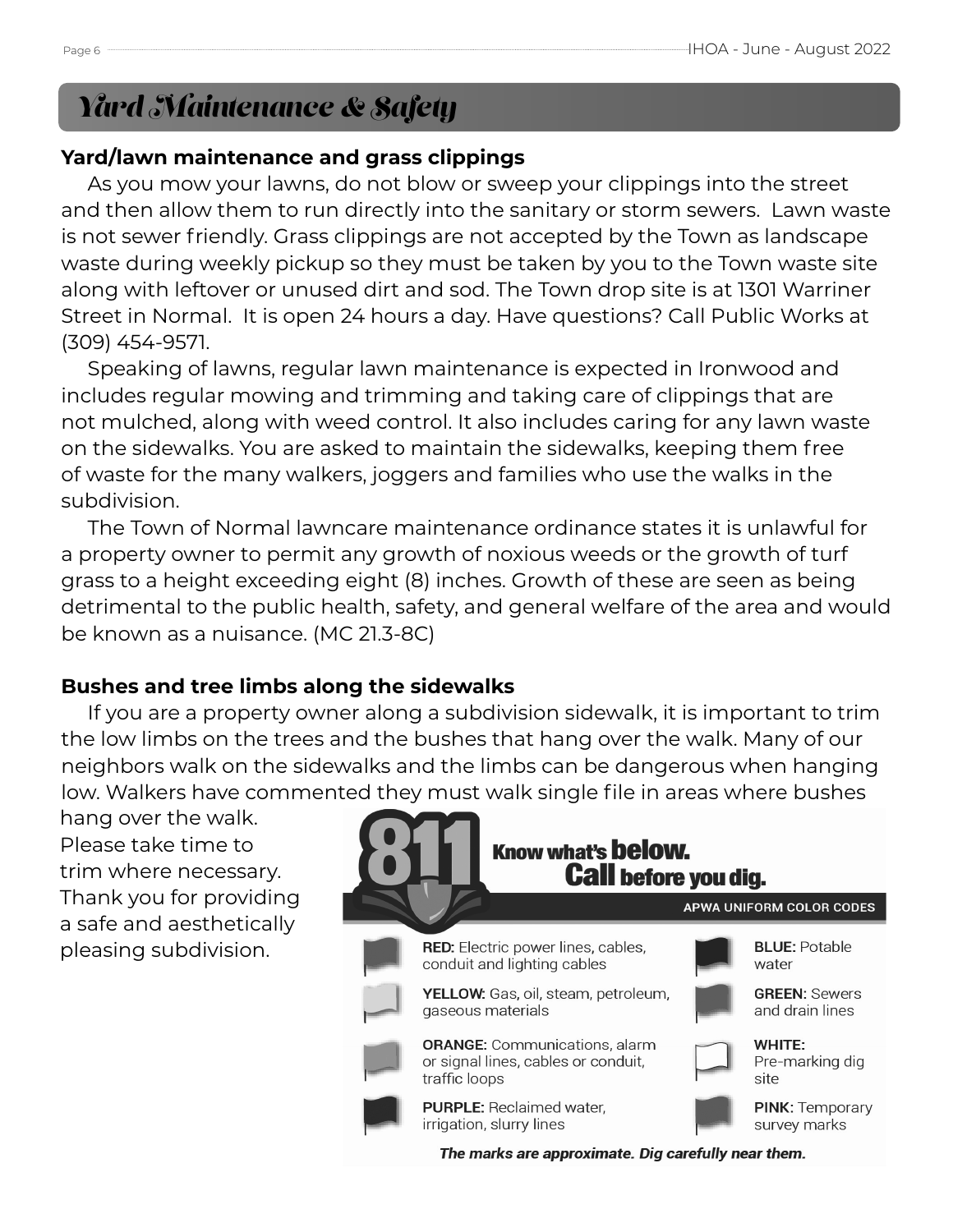# Yard Maintenance & Safety

## Yard/lawn maintenance and grass clippings

As you mow your lawns, do not blow or sweep your clippings into the street and then allow them to run directly into the sanitary or storm sewers. Lawn waste is not sewer friendly. Grass clippings are not accepted by the Town as landscape waste during weekly pickup so they must be taken by you to the Town waste site along with leftover or unused dirt and sod. The Town drop site is at 1301 Warriner Street in Normal. It is open 24 hours a day. Have questions? Call Public Works at (309) 454-9571.

Speaking of lawns, regular lawn maintenance is expected in Ironwood and includes regular mowing and trimming and taking care of clippings that are not mulched, along with weed control. It also includes caring for any lawn waste on the sidewalks. You are asked to maintain the sidewalks, keeping them free of waste for the many walkers, joggers and families who use the walks in the subdivision.

The Town of Normal lawncare maintenance ordinance states it is unlawful for a property owner to permit any growth of noxious weeds or the growth of turf grass to a height exceeding eight (8) inches. Growth of these are seen as being detrimental to the public health, safety, and general welfare of the area and would be known as a nuisance. (MC 21.3-8C)

## Bushes and tree limbs along the sidewalks

If you are a property owner along a subdivision sidewalk, it is important to trim the low limbs on the trees and the bushes that hang over the walk. Many of our neighbors walk on the sidewalks and the limbs can be dangerous when hanging low. Walkers have commented they must walk single file in areas where bushes hang over the walk. Please take time to trim where necessary. Thank you for providing a safe and aesthetically pleasing subdivision.

811

Know what's **below.**
**Call** before you dig.

APWA UNIFORM COLOR CODES

**RED:** Electric power lines, cables, conduit and lighting cables

**YELLOW:** Gas, oil, steam, petroleum, gaseous materials

**ORANGE:** Communications, alarm or signal lines, cables or conduit, traffic loops

**PURPLE:** Reclaimed water, irrigation, slurry lines

**BLUE:** Potable water

**GREEN:** Sewers and drain lines

**WHITE:** Pre-marking dig site

**PINK:** Temporary survey marks

***The marks are approximate. Dig carefully near them.***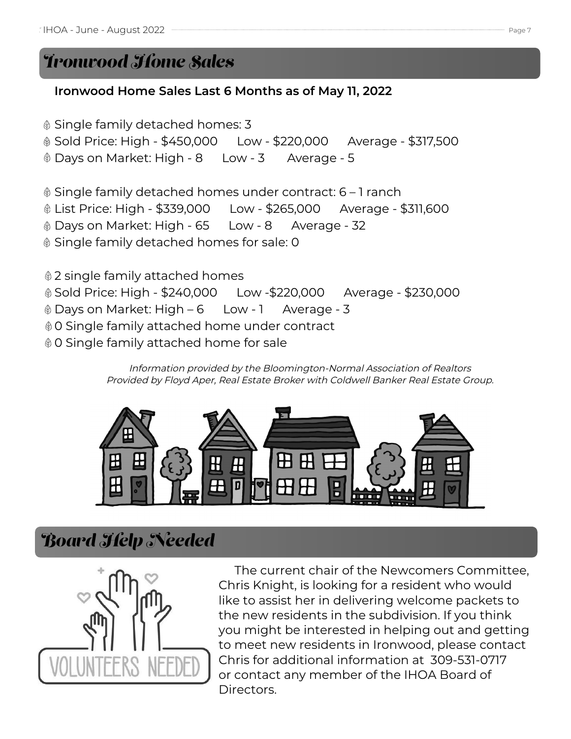## Ironwood Home Sales

**Ironwood Home Sales Last 6 Months as of May 11, 2022**

- Single family detached homes: 3
- Sold Price: High - $450,000 Low - $220,000 Average - $317,500
- Days on Market: High - 8 Low - 3 Average - 5

- Single family detached homes under contract: 6 – 1 ranch
- List Price: High - $339,000 Low - $265,000 Average - $311,600
- Days on Market: High - 65 Low - 8 Average - 32
- Single family detached homes for sale: 0

- 2 single family attached homes
- Sold Price: High - $240,000 Low -$220,000 Average - $230,000
- Days on Market: High – 6 Low - 1 Average - 3
- 0 Single family attached home under contract
- 0 Single family attached home for sale

*Information provided by the Bloomington-Normal Association of Realtors*
*Provided by Floyd Aper, Real Estate Broker with Coldwell Banker Real Estate Group.*

## Board Help Needed

The current chair of the Newcomers Committee, Chris Knight, is looking for a resident who would like to assist her in delivering welcome packets to the new residents in the subdivision. If you think you might be interested in helping out and getting to meet new residents in Ironwood, please contact Chris for additional information at 309-531-0717 or contact any member of the IHOA Board of Directors.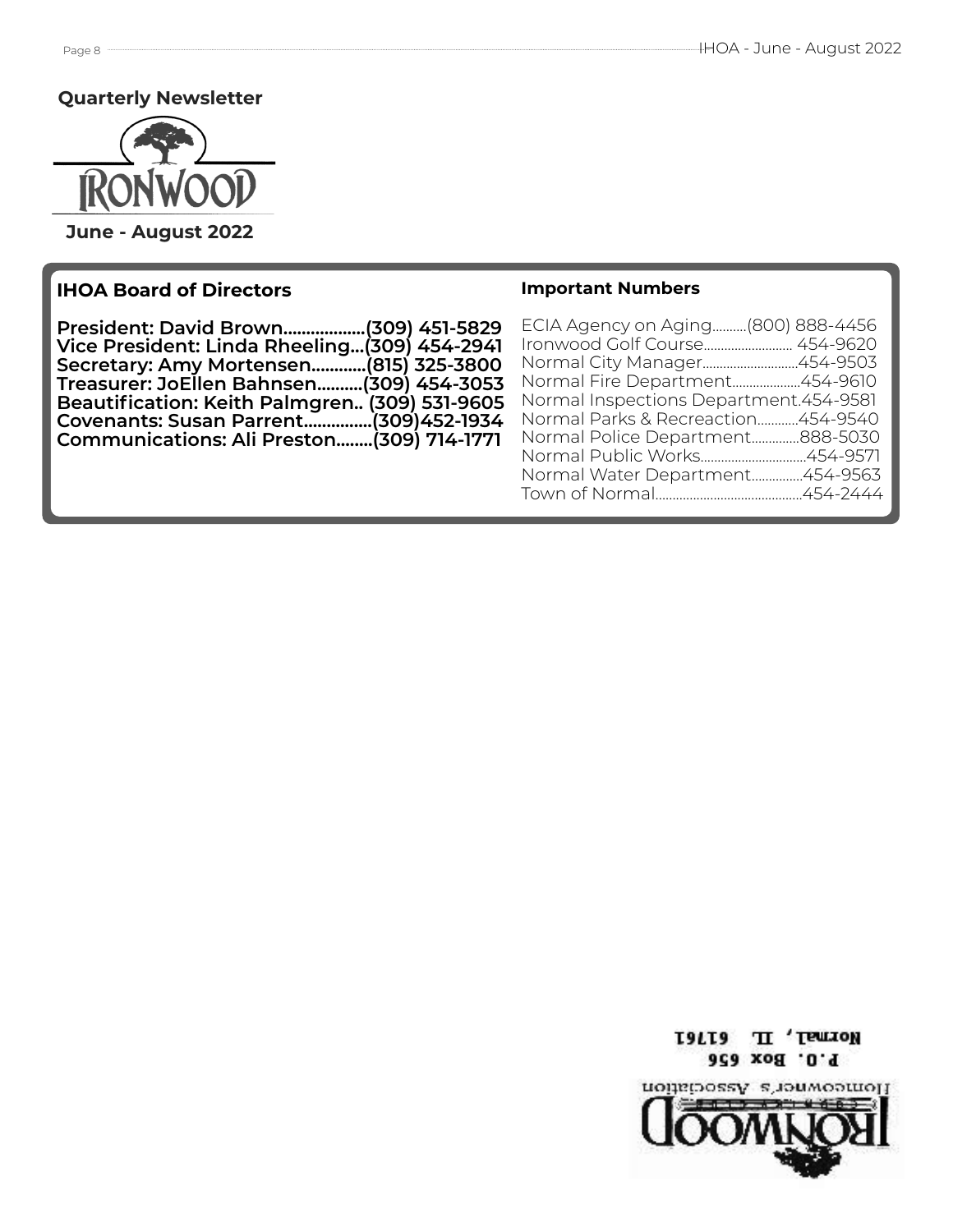**Quarterly Newsletter**

IRONWOOD

**June - August 2022**

## IHOA Board of Directors

**President: David Brown..................(309) 451-5829**
**Vice President: Linda Rheeling...(309) 454-2941**
**Secretary: Amy Mortensen............(815) 325-3800**
**Treasurer: JoEllen Bahnsen..........(309) 454-3053**
**Beautification: Keith Palmgren.. (309) 531-9605**
**Covenants: Susan Parrent...............(309)452-1934**
**Communications: Ali Preston........(309) 714-1771**

## Important Numbers

ECIA Agency on Aging..........(800) 888-4456
Ironwood Golf Course.......................... 454-9620
Normal City Manager............................454-9503
Normal Fire Department....................454-9610
Normal Inspections Department.454-9581
Normal Parks & Recreaction............454-9540
Normal Police Department..............888-5030
Normal Public Works...............................454-9571
Normal Water Department...............454-9563
Town of Normal...........................................454-2444

Normal, IL 61761
P.O. Box 656
IRONWOOD Homeowner's Association